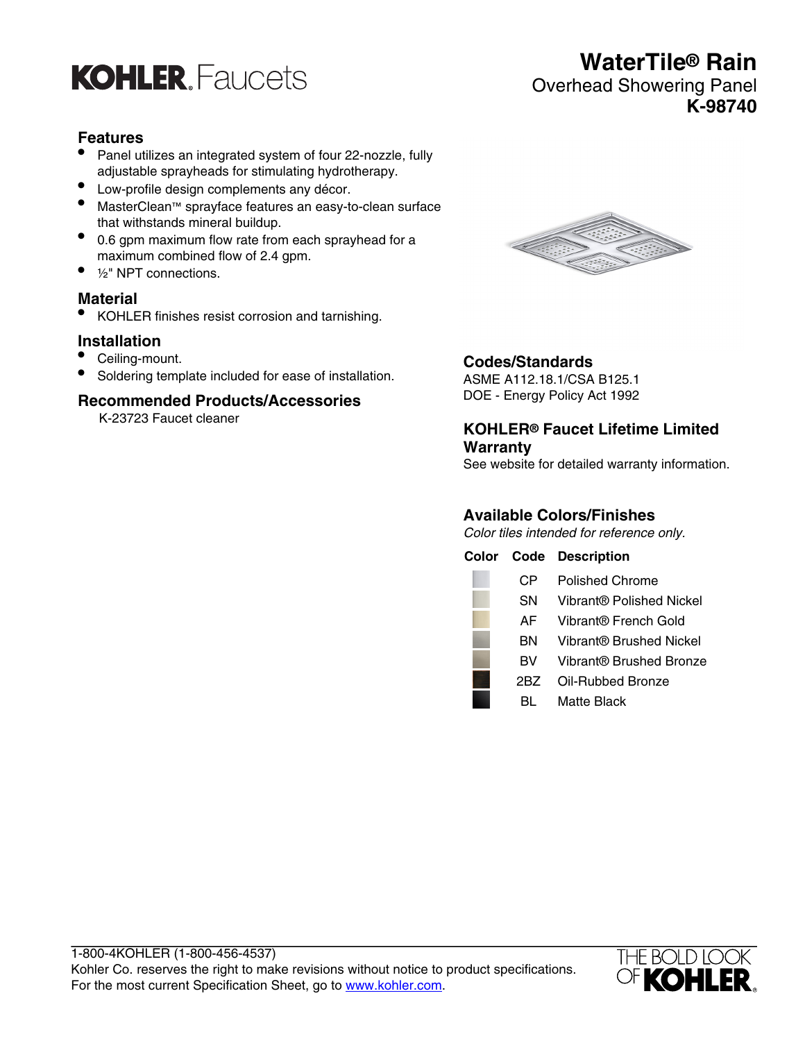KOHLER. Faucets

# WaterTile® Rain

Overhead Showering Panel

**K-98740**

## Features

- Panel utilizes an integrated system of four 22-nozzle, fully adjustable sprayheads for stimulating hydrotherapy.
- Low-profile design complements any décor.
- MasterClean™ sprayface features an easy-to-clean surface that withstands mineral buildup.
- 0.6 gpm maximum flow rate from each sprayhead for a maximum combined flow of 2.4 gpm.
- ½" NPT connections.

## Material

- KOHLER finishes resist corrosion and tarnishing.

## Installation

- Ceiling-mount.
- Soldering template included for ease of installation.

## Recommended Products/Accessories

K-23723 Faucet cleaner

## Codes/Standards

ASME A112.18.1/CSA B125.1
DOE - Energy Policy Act 1992

## KOHLER® Faucet Lifetime Limited Warranty

See website for detailed warranty information.

## Available Colors/Finishes

*Color tiles intended for reference only.*

| Color | Code | Description |
|---|---|---|
| | CP | Polished Chrome |
| | SN | Vibrant® Polished Nickel |
| | AF | Vibrant® French Gold |
| | BN | Vibrant® Brushed Nickel |
| | BV | Vibrant® Brushed Bronze |
| | 2BZ | Oil-Rubbed Bronze |
| | BL | Matte Black |

1-800-4KOHLER (1-800-456-4537)
Kohler Co. reserves the right to make revisions without notice to product specifications.
For the most current Specification Sheet, go to www.kohler.com.

THE BOLD LOOK OF KOHLER.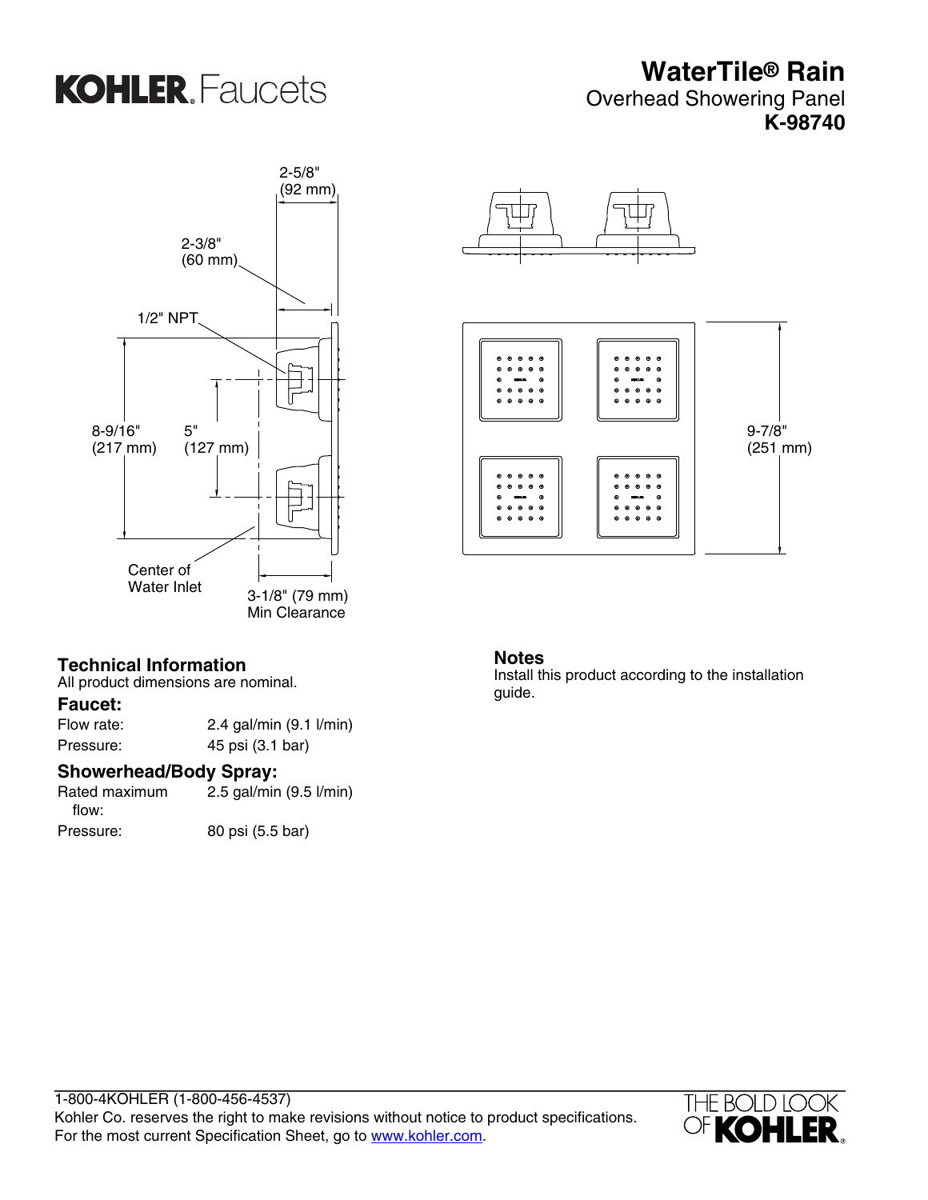# WaterTile® Rain

## Overhead Showering Panel

**K-98740**

2-5/8"
(92 mm)

2-3/8"
(60 mm)

1/2" NPT

8-9/16"
(217 mm)

5"
(127 mm)

Center of
Water Inlet

3-1/8" (79 mm)
Min Clearance

9-7/8"
(251 mm)

## Technical Information

All product dimensions are nominal.

### Faucet:

| | |
|---|---|
| Flow rate: | 2.4 gal/min (9.1 l/min) |
| Pressure: | 45 psi (3.1 bar) |

### Showerhead/Body Spray:

| | |
|---|---|
| Rated maximum flow: | 2.5 gal/min (9.5 l/min) |
| Pressure: | 80 psi (5.5 bar) |

## Notes

Install this product according to the installation guide.

1-800-4KOHLER (1-800-456-4537)
Kohler Co. reserves the right to make revisions without notice to product specifications.
For the most current Specification Sheet, go to www.kohler.com.